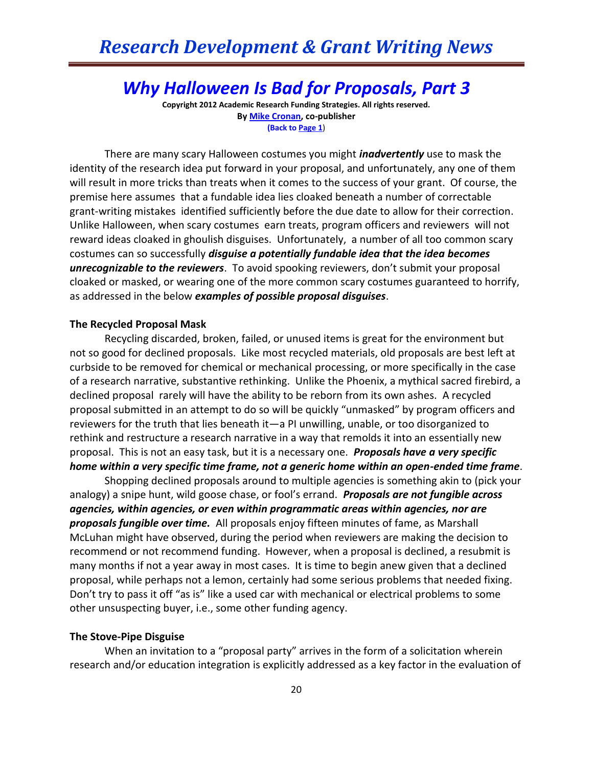# Why Halloween Is Bad for Proposals, Part 3

**Copyright 2012 Academic Research Funding Strategies. All rights reserved.**
**By Mike Cronan, co-publisher**
**(Back to Page 1)**

There are many scary Halloween costumes you might ***inadvertently*** use to mask the identity of the research idea put forward in your proposal, and unfortunately, any one of them will result in more tricks than treats when it comes to the success of your grant. Of course, the premise here assumes that a fundable idea lies cloaked beneath a number of correctable grant-writing mistakes identified sufficiently before the due date to allow for their correction. Unlike Halloween, when scary costumes earn treats, program officers and reviewers will not reward ideas cloaked in ghoulish disguises. Unfortunately, a number of all too common scary costumes can so successfully ***disguise a potentially fundable idea that the idea becomes unrecognizable to the reviewers***. To avoid spooking reviewers, don't submit your proposal cloaked or masked, or wearing one of the more common scary costumes guaranteed to horrify, as addressed in the below ***examples of possible proposal disguises***.

**The Recycled Proposal Mask**

Recycling discarded, broken, failed, or unused items is great for the environment but not so good for declined proposals. Like most recycled materials, old proposals are best left at curbside to be removed for chemical or mechanical processing, or more specifically in the case of a research narrative, substantive rethinking. Unlike the Phoenix, a mythical sacred firebird, a declined proposal rarely will have the ability to be reborn from its own ashes. A recycled proposal submitted in an attempt to do so will be quickly "unmasked" by program officers and reviewers for the truth that lies beneath it—a PI unwilling, unable, or too disorganized to rethink and restructure a research narrative in a way that remolds it into an essentially new proposal. This is not an easy task, but it is a necessary one. ***Proposals have a very specific home within a very specific time frame, not a generic home within an open-ended time frame***.

Shopping declined proposals around to multiple agencies is something akin to (pick your analogy) a snipe hunt, wild goose chase, or fool's errand. ***Proposals are not fungible across agencies, within agencies, or even within programmatic areas within agencies, nor are proposals fungible over time.*** All proposals enjoy fifteen minutes of fame, as Marshall McLuhan might have observed, during the period when reviewers are making the decision to recommend or not recommend funding. However, when a proposal is declined, a resubmit is many months if not a year away in most cases. It is time to begin anew given that a declined proposal, while perhaps not a lemon, certainly had some serious problems that needed fixing. Don't try to pass it off "as is" like a used car with mechanical or electrical problems to some other unsuspecting buyer, i.e., some other funding agency.

**The Stove-Pipe Disguise**

When an invitation to a "proposal party" arrives in the form of a solicitation wherein research and/or education integration is explicitly addressed as a key factor in the evaluation of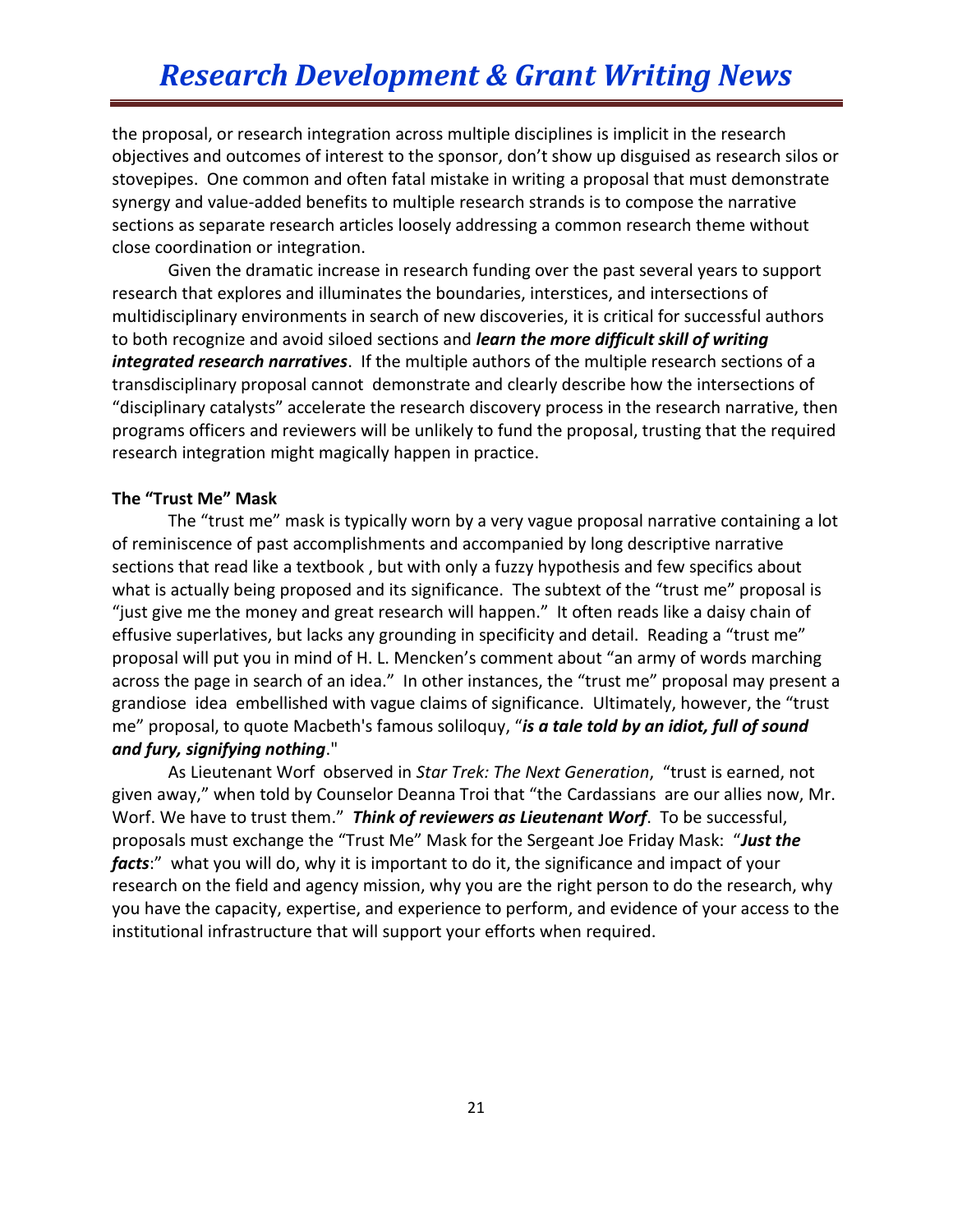the proposal, or research integration across multiple disciplines is implicit in the research objectives and outcomes of interest to the sponsor, don't show up disguised as research silos or stovepipes. One common and often fatal mistake in writing a proposal that must demonstrate synergy and value-added benefits to multiple research strands is to compose the narrative sections as separate research articles loosely addressing a common research theme without close coordination or integration.

Given the dramatic increase in research funding over the past several years to support research that explores and illuminates the boundaries, interstices, and intersections of multidisciplinary environments in search of new discoveries, it is critical for successful authors to both recognize and avoid siloed sections and ***learn the more difficult skill of writing integrated research narratives***. If the multiple authors of the multiple research sections of a transdisciplinary proposal cannot demonstrate and clearly describe how the intersections of "disciplinary catalysts" accelerate the research discovery process in the research narrative, then programs officers and reviewers will be unlikely to fund the proposal, trusting that the required research integration might magically happen in practice.

**The "Trust Me" Mask**

The "trust me" mask is typically worn by a very vague proposal narrative containing a lot of reminiscence of past accomplishments and accompanied by long descriptive narrative sections that read like a textbook , but with only a fuzzy hypothesis and few specifics about what is actually being proposed and its significance. The subtext of the "trust me" proposal is "just give me the money and great research will happen." It often reads like a daisy chain of effusive superlatives, but lacks any grounding in specificity and detail. Reading a "trust me" proposal will put you in mind of H. L. Mencken's comment about "an army of words marching across the page in search of an idea." In other instances, the "trust me" proposal may present a grandiose idea embellished with vague claims of significance. Ultimately, however, the "trust me" proposal, to quote Macbeth's famous soliloquy, "***is a tale told by an idiot, full of sound and fury, signifying nothing***."

As Lieutenant Worf observed in *Star Trek: The Next Generation*, "trust is earned, not given away," when told by Counselor Deanna Troi that "the Cardassians are our allies now, Mr. Worf. We have to trust them." ***Think of reviewers as Lieutenant Worf***. To be successful, proposals must exchange the "Trust Me" Mask for the Sergeant Joe Friday Mask: "***Just the facts***:" what you will do, why it is important to do it, the significance and impact of your research on the field and agency mission, why you are the right person to do the research, why you have the capacity, expertise, and experience to perform, and evidence of your access to the institutional infrastructure that will support your efforts when required.